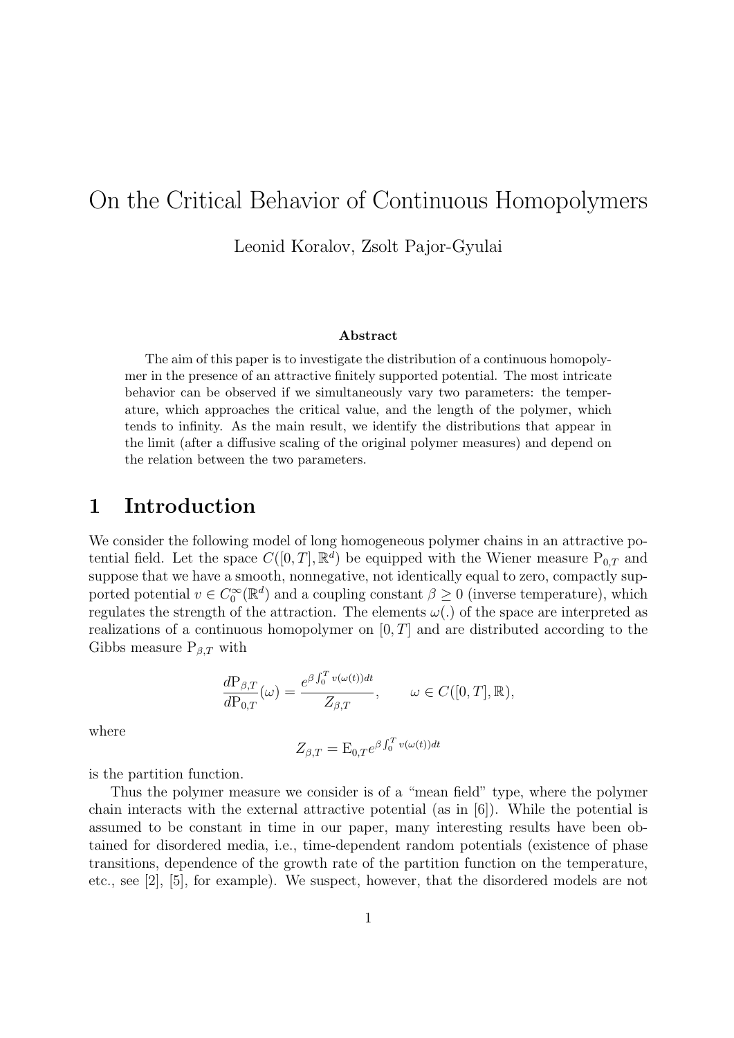# On the Critical Behavior of Continuous Homopolymers

Leonid Koralov, Zsolt Pajor-Gyulai

### Abstract

The aim of this paper is to investigate the distribution of a continuous homopolymer in the presence of an attractive finitely supported potential. The most intricate behavior can be observed if we simultaneously vary two parameters: the temperature, which approaches the critical value, and the length of the polymer, which tends to infinity. As the main result, we identify the distributions that appear in the limit (after a diffusive scaling of the original polymer measures) and depend on the relation between the two parameters.

## 1 Introduction

We consider the following model of long homogeneous polymer chains in an attractive potential field. Let the space $C([0,T],\mathbb{R}^d)$ be equipped with the Wiener measure $\mathrm{P}_{0,T}$ and suppose that we have a smooth, nonnegative, not identically equal to zero, compactly supported potential $v \in C_0^\infty(\mathbb{R}^d)$ and a coupling constant $\beta \geq 0$ (inverse temperature), which regulates the strength of the attraction. The elements $\omega(.)$ of the space are interpreted as realizations of a continuous homopolymer on $[0,T]$ and are distributed according to the Gibbs measure $\mathrm{P}_{\beta,T}$ with

$$\frac{d\mathrm{P}_{\beta,T}}{d\mathrm{P}_{0,T}}(\omega) = \frac{e^{\beta\int_0^T v(\omega(t))dt}}{Z_{\beta,T}}, \qquad \omega \in C([0,T],\mathbb{R}),$$

where

$$Z_{\beta,T} = \mathrm{E}_{0,T} e^{\beta\int_0^T v(\omega(t))dt}$$

is the partition function.

Thus the polymer measure we consider is of a "mean field" type, where the polymer chain interacts with the external attractive potential (as in [6]). While the potential is assumed to be constant in time in our paper, many interesting results have been obtained for disordered media, i.e., time-dependent random potentials (existence of phase transitions, dependence of the growth rate of the partition function on the temperature, etc., see [2], [5], for example). We suspect, however, that the disordered models are not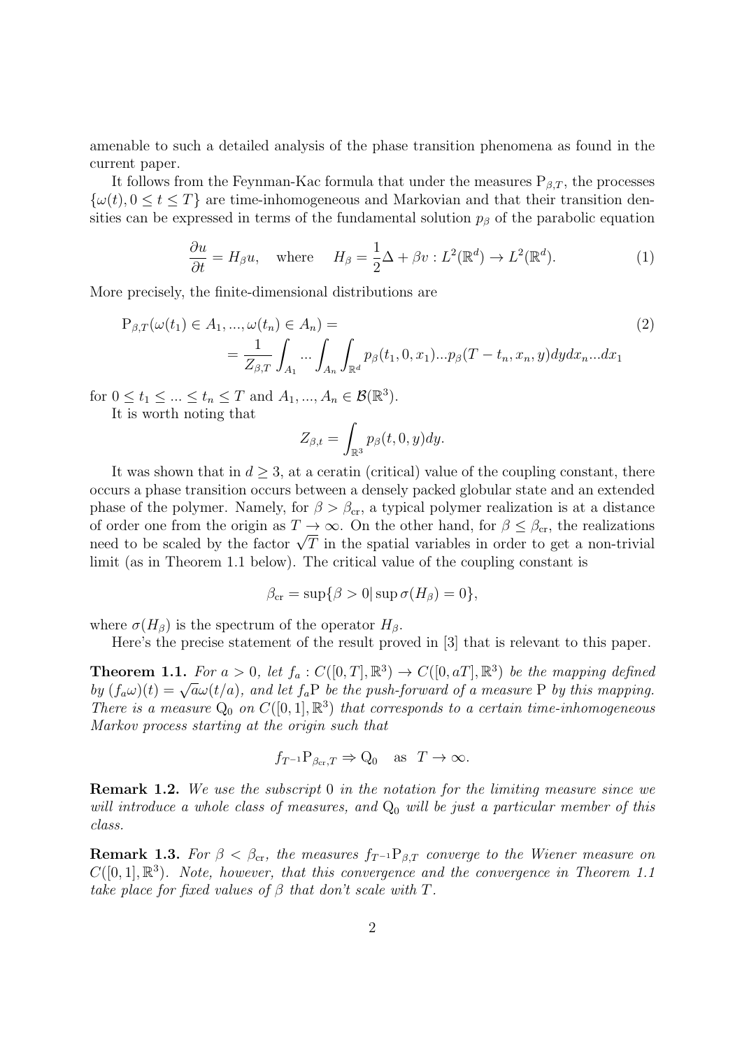amenable to such a detailed analysis of the phase transition phenomena as found in the current paper.

It follows from the Feynman-Kac formula that under the measures $\mathrm{P}_{\beta,T}$, the processes $\{\omega(t), 0 \le t \le T\}$ are time-inhomogeneous and Markovian and that their transition densities can be expressed in terms of the fundamental solution $p_\beta$ of the parabolic equation

$$\frac{\partial u}{\partial t} = H_\beta u, \quad \text{where} \quad H_\beta = \frac{1}{2}\Delta + \beta v : L^2(\mathbb{R}^d) \to L^2(\mathbb{R}^d). \tag{1}$$

More precisely, the finite-dimensional distributions are

$$\begin{aligned} &\mathrm{P}_{\beta,T}(\omega(t_1) \in A_1, ..., \omega(t_n) \in A_n) = \\ &\quad = \frac{1}{Z_{\beta,T}} \int_{A_1} ... \int_{A_n} \int_{\mathbb{R}^d} p_\beta(t_1, 0, x_1) ... p_\beta(T - t_n, x_n, y) dy dx_n ... dx_1 \end{aligned} \tag{2}$$

for $0 \le t_1 \le ... \le t_n \le T$ and $A_1, ..., A_n \in \mathcal{B}(\mathbb{R}^3)$.

It is worth noting that

$$Z_{\beta,t} = \int_{\mathbb{R}^3} p_\beta(t, 0, y) dy.$$

It was shown that in $d \ge 3$, at a ceratin (critical) value of the coupling constant, there occurs a phase transition occurs between a densely packed globular state and an extended phase of the polymer. Namely, for $\beta > \beta_{\mathrm{cr}}$, a typical polymer realization is at a distance of order one from the origin as $T \to \infty$. On the other hand, for $\beta \le \beta_{\mathrm{cr}}$, the realizations need to be scaled by the factor $\sqrt{T}$ in the spatial variables in order to get a non-trivial limit (as in Theorem 1.1 below). The critical value of the coupling constant is

$$\beta_{\mathrm{cr}} = \sup\{\beta > 0 | \sup \sigma(H_\beta) = 0\},$$

where $\sigma(H_\beta)$ is the spectrum of the operator $H_\beta$.

Here's the precise statement of the result proved in [3] that is relevant to this paper.

**Theorem 1.1.** *For $a > 0$, let $f_a : C([0, T], \mathbb{R}^3) \to C([0, aT], \mathbb{R}^3)$ be the mapping defined by $(f_a\omega)(t) = \sqrt{a}\omega(t/a)$, and let $f_a\mathrm{P}$ be the push-forward of a measure $\mathrm{P}$ by this mapping. There is a measure $\mathrm{Q}_0$ on $C([0, 1], \mathbb{R}^3)$ that corresponds to a certain time-inhomogeneous Markov process starting at the origin such that*

$$f_{T^{-1}}\mathrm{P}_{\beta_{\mathrm{cr}},T} \Rightarrow \mathrm{Q}_0 \quad \text{as} \quad T \to \infty.$$

**Remark 1.2.** *We use the subscript 0 in the notation for the limiting measure since we will introduce a whole class of measures, and $\mathrm{Q}_0$ will be just a particular member of this class.*

**Remark 1.3.** *For $\beta < \beta_{\mathrm{cr}}$, the measures $f_{T^{-1}}\mathrm{P}_{\beta,T}$ converge to the Wiener measure on $C([0, 1], \mathbb{R}^3)$. Note, however, that this convergence and the convergence in Theorem 1.1 take place for fixed values of $\beta$ that don't scale with $T$.*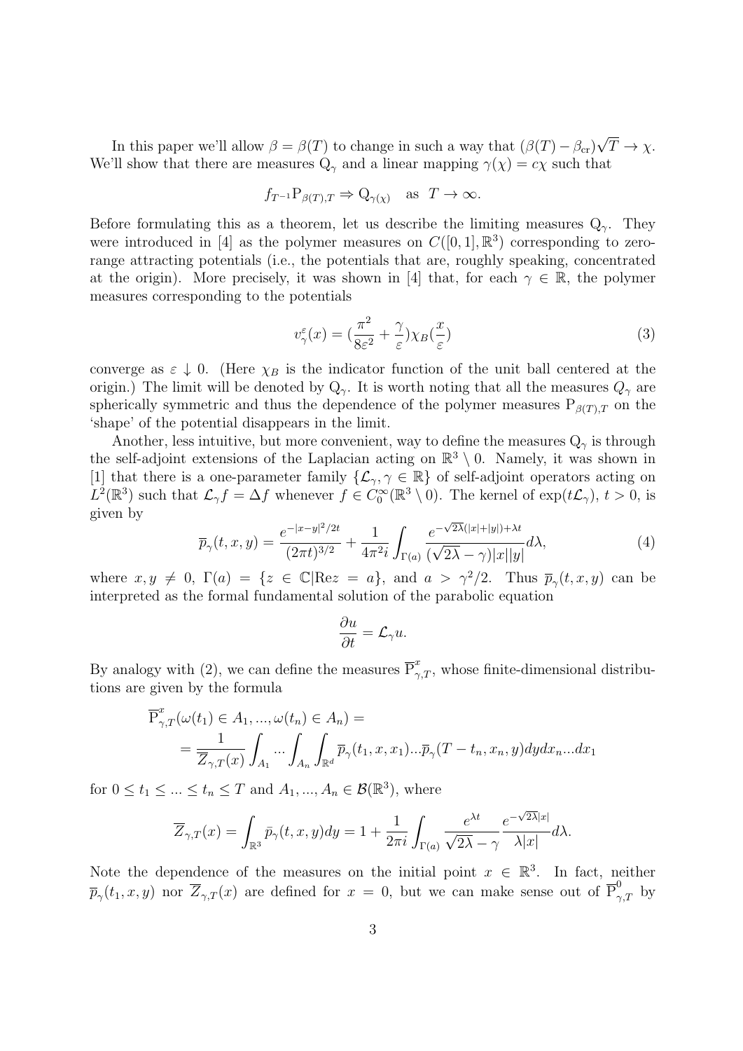In this paper we'll allow $\beta = \beta(T)$ to change in such a way that $(\beta(T) - \beta_{\mathrm{cr}})\sqrt{T} \to \chi$. We'll show that there are measures $\mathrm{Q}_\gamma$ and a linear mapping $\gamma(\chi) = c\chi$ such that

$$f_{T^{-1}} \mathrm{P}_{\beta(T),T} \Rightarrow \mathrm{Q}_{\gamma(\chi)} \quad \text{as} \ \ T \to \infty.$$

Before formulating this as a theorem, let us describe the limiting measures $\mathrm{Q}_\gamma$. They were introduced in [4] as the polymer measures on $C([0,1], \mathbb{R}^3)$ corresponding to zero-range attracting potentials (i.e., the potentials that are, roughly speaking, concentrated at the origin). More precisely, it was shown in [4] that, for each $\gamma \in \mathbb{R}$, the polymer measures corresponding to the potentials

$$v_\gamma^\varepsilon(x) = (\frac{\pi^2}{8\varepsilon^2} + \frac{\gamma}{\varepsilon})\chi_B(\frac{x}{\varepsilon}) \tag{3}$$

converge as $\varepsilon \downarrow 0$. (Here $\chi_B$ is the indicator function of the unit ball centered at the origin.) The limit will be denoted by $\mathrm{Q}_\gamma$. It is worth noting that all the measures $Q_\gamma$ are spherically symmetric and thus the dependence of the polymer measures $\mathrm{P}_{\beta(T),T}$ on the 'shape' of the potential disappears in the limit.

Another, less intuitive, but more convenient, way to define the measures $\mathrm{Q}_\gamma$ is through the self-adjoint extensions of the Laplacian acting on $\mathbb{R}^3 \setminus 0$. Namely, it was shown in [1] that there is a one-parameter family $\{\mathcal{L}_\gamma, \gamma \in \mathbb{R}\}$ of self-adjoint operators acting on $L^2(\mathbb{R}^3)$ such that $\mathcal{L}_\gamma f = \Delta f$ whenever $f \in C_0^\infty(\mathbb{R}^3 \setminus 0)$. The kernel of $\exp(t\mathcal{L}_\gamma)$, $t > 0$, is given by

$$\overline{p}_\gamma(t,x,y) = \frac{e^{-|x-y|^2/2t}}{(2\pi t)^{3/2}} + \frac{1}{4\pi^2 i}\int_{\Gamma(a)} \frac{e^{-\sqrt{2\lambda}(|x|+|y|)+\lambda t}}{(\sqrt{2\lambda}-\gamma)|x||y|} d\lambda, \tag{4}$$

where $x, y \neq 0$, $\Gamma(a) = \{z \in \mathbb{C} | \mathrm{Re} z = a\}$, and $a > \gamma^2/2$. Thus $\overline{p}_\gamma(t,x,y)$ can be interpreted as the formal fundamental solution of the parabolic equation

$$\frac{\partial u}{\partial t} = \mathcal{L}_\gamma u.$$

By analogy with (2), we can define the measures $\overline{\mathrm{P}}^x_{\gamma,T}$, whose finite-dimensional distributions are given by the formula

$$\begin{aligned}
&\overline{\mathrm{P}}^x_{\gamma,T}(\omega(t_1) \in A_1, ..., \omega(t_n) \in A_n) = \\
&= \frac{1}{\overline{Z}_{\gamma,T}(x)} \int_{A_1} ... \int_{A_n} \int_{\mathbb{R}^d} \overline{p}_\gamma(t_1, x, x_1) ... \overline{p}_\gamma(T - t_n, x_n, y) dy dx_n ... dx_1
\end{aligned}$$

for $0 \le t_1 \le ... \le t_n \le T$ and $A_1, ..., A_n \in \mathcal{B}(\mathbb{R}^3)$, where

$$\overline{Z}_{\gamma,T}(x) = \int_{\mathbb{R}^3} \bar{p}_\gamma(t,x,y)dy = 1 + \frac{1}{2\pi i}\int_{\Gamma(a)} \frac{e^{\lambda t}}{\sqrt{2\lambda}-\gamma} \frac{e^{-\sqrt{2\lambda}|x|}}{\lambda |x|} d\lambda.$$

Note the dependence of the measures on the initial point $x \in \mathbb{R}^3$. In fact, neither $\overline{p}_\gamma(t_1, x, y)$ nor $\overline{Z}_{\gamma,T}(x)$ are defined for $x = 0$, but we can make sense out of $\overline{\mathrm{P}}^0_{\gamma,T}$ by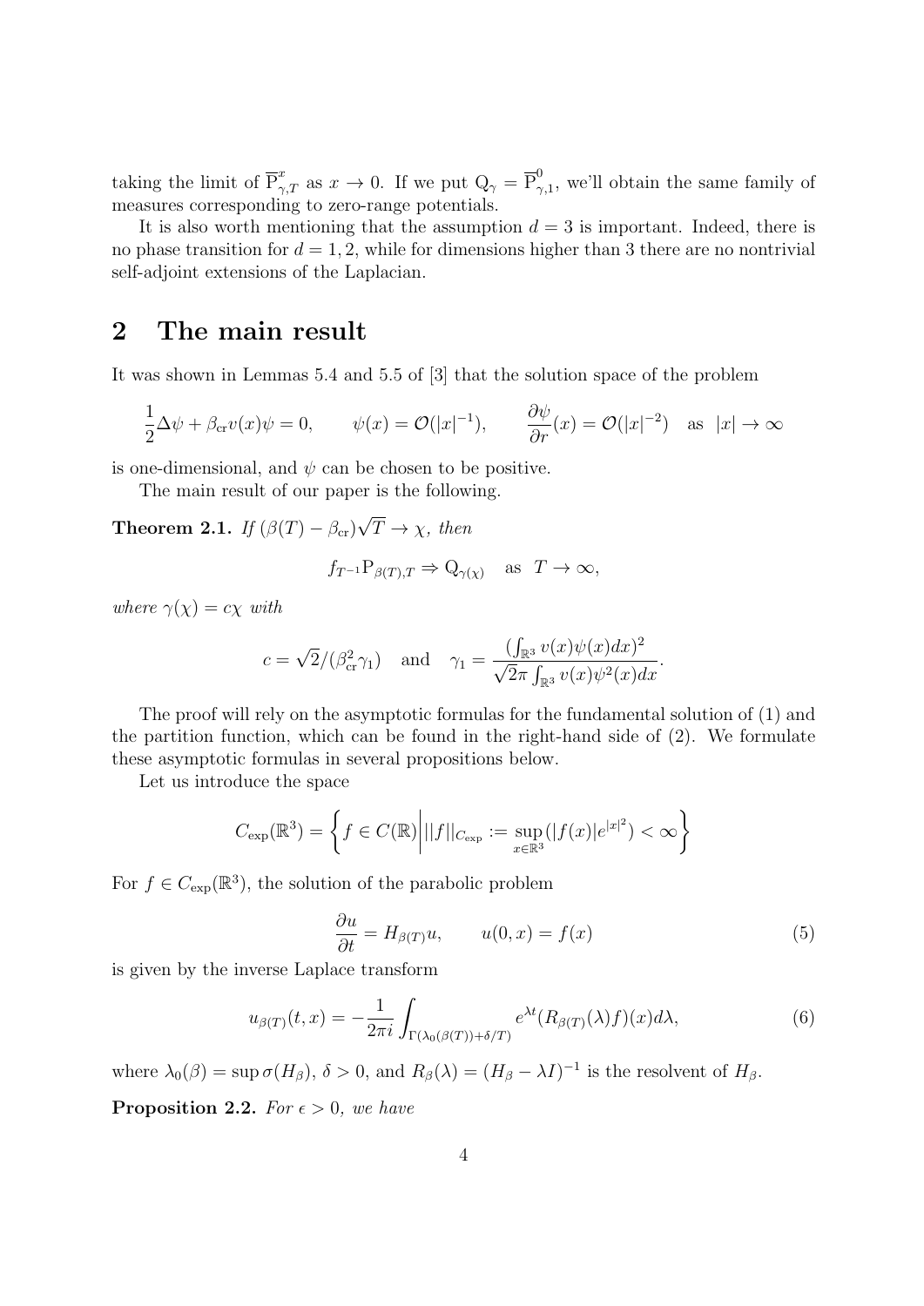taking the limit of $\overline{\mathrm{P}}^x_{\gamma,T}$ as $x \to 0$. If we put $\mathrm{Q}_\gamma = \overline{\mathrm{P}}^0_{\gamma,1}$, we'll obtain the same family of measures corresponding to zero-range potentials.

It is also worth mentioning that the assumption $d = 3$ is important. Indeed, there is no phase transition for $d = 1, 2$, while for dimensions higher than 3 there are no nontrivial self-adjoint extensions of the Laplacian.

## 2 The main result

It was shown in Lemmas 5.4 and 5.5 of [3] that the solution space of the problem

$$\frac{1}{2}\Delta\psi + \beta_{\mathrm{cr}} v(x)\psi = 0, \qquad \psi(x) = \mathcal{O}(|x|^{-1}), \qquad \frac{\partial \psi}{\partial r}(x) = \mathcal{O}(|x|^{-2}) \quad \text{as} \quad |x| \to \infty$$

is one-dimensional, and $\psi$ can be chosen to be positive.

The main result of our paper is the following.

**Theorem 2.1.** *If* $(\beta(T) - \beta_{\mathrm{cr}})\sqrt{T} \to \chi$, *then*

$$f_{T^{-1}}\mathrm{P}_{\beta(T),T} \Rightarrow \mathrm{Q}_{\gamma(\chi)} \quad \text{as} \quad T \to \infty,$$

*where* $\gamma(\chi) = c\chi$ *with*

$$c = \sqrt{2}/(\beta_{\mathrm{cr}}^2 \gamma_1) \quad \text{and} \quad \gamma_1 = \frac{(\int_{\mathbb{R}^3} v(x)\psi(x)dx)^2}{\sqrt{2}\pi \int_{\mathbb{R}^3} v(x)\psi^2(x)dx}.$$

The proof will rely on the asymptotic formulas for the fundamental solution of (1) and the partition function, which can be found in the right-hand side of (2). We formulate these asymptotic formulas in several propositions below.

Let us introduce the space

$$C_{\exp}(\mathbb{R}^3) = \left\{ f \in C(\mathbb{R}) \middle| ||f||_{C_{\exp}} := \sup_{x \in \mathbb{R}^3}(|f(x)|e^{|x|^2}) < \infty \right\}$$

For $f \in C_{\exp}(\mathbb{R}^3)$, the solution of the parabolic problem

$$\frac{\partial u}{\partial t} = H_{\beta(T)}u, \qquad u(0,x) = f(x) \tag{5}$$

is given by the inverse Laplace transform

$$u_{\beta(T)}(t,x) = -\frac{1}{2\pi i}\int_{\Gamma(\lambda_0(\beta(T))+\delta/T)} e^{\lambda t}(R_{\beta(T)}(\lambda)f)(x)d\lambda, \tag{6}$$

where $\lambda_0(\beta) = \sup \sigma(H_\beta)$, $\delta > 0$, and $R_\beta(\lambda) = (H_\beta - \lambda I)^{-1}$ is the resolvent of $H_\beta$.

**Proposition 2.2.** *For* $\epsilon > 0$, *we have*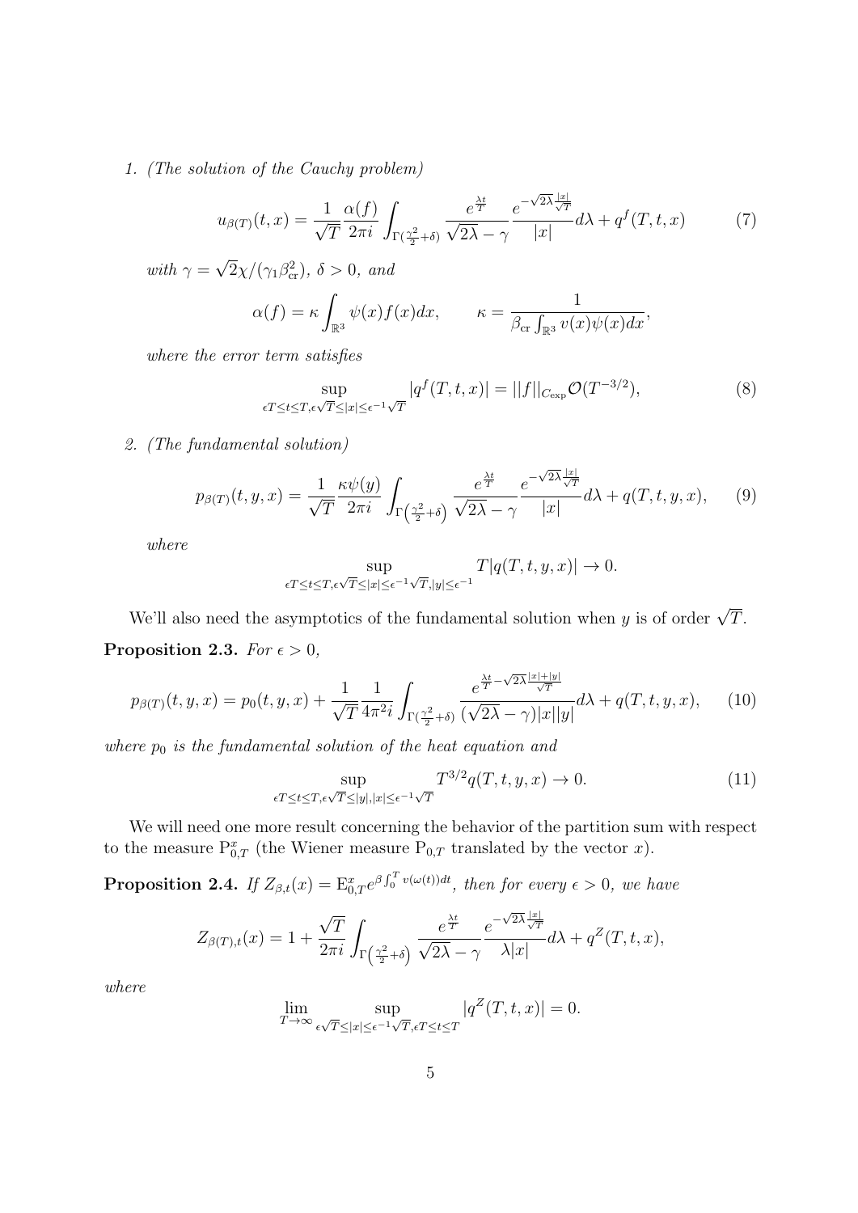1. *(The solution of the Cauchy problem)*

$$u_{\beta(T)}(t,x) = \frac{1}{\sqrt{T}}\frac{\alpha(f)}{2\pi i}\int_{\Gamma(\frac{\gamma^2}{2}+\delta)} \frac{e^{\frac{\lambda t}{T}}}{\sqrt{2\lambda}-\gamma}\frac{e^{-\sqrt{2\lambda}\frac{|x|}{\sqrt{T}}}}{|x|}d\lambda + q^f(T,t,x) \tag{7}$$

*with* $\gamma = \sqrt{2}\chi/(\gamma_1\beta_{\rm cr}^2)$*,* $\delta > 0$*, and*

$$\alpha(f) = \kappa\int_{\mathbb{R}^3}\psi(x)f(x)dx, \qquad \kappa = \frac{1}{\beta_{\rm cr}\int_{\mathbb{R}^3}v(x)\psi(x)dx},$$

*where the error term satisfies*

$$\sup_{\epsilon T\le t\le T, \epsilon\sqrt{T}\le|x|\le\epsilon^{-1}\sqrt{T}} |q^f(T,t,x)| = ||f||_{C_{\rm exp}}\mathcal{O}(T^{-3/2}), \tag{8}$$

2. *(The fundamental solution)*

$$p_{\beta(T)}(t,y,x) = \frac{1}{\sqrt{T}}\frac{\kappa\psi(y)}{2\pi i}\int_{\Gamma\left(\frac{\gamma^2}{2}+\delta\right)} \frac{e^{\frac{\lambda t}{T}}}{\sqrt{2\lambda}-\gamma}\frac{e^{-\sqrt{2\lambda}\frac{|x|}{\sqrt{T}}}}{|x|}d\lambda + q(T,t,y,x), \tag{9}$$

*where*

$$\sup_{\epsilon T\le t\le T, \epsilon\sqrt{T}\le|x|\le\epsilon^{-1}\sqrt{T}, |y|\le\epsilon^{-1}} T|q(T,t,y,x)| \to 0.$$

We'll also need the asymptotics of the fundamental solution when $y$ is of order $\sqrt{T}$.

**Proposition 2.3.** *For* $\epsilon > 0$*,*

$$p_{\beta(T)}(t,y,x) = p_0(t,y,x) + \frac{1}{\sqrt{T}}\frac{1}{4\pi^2 i}\int_{\Gamma(\frac{\gamma^2}{2}+\delta)} \frac{e^{\frac{\lambda t}{T}-\sqrt{2\lambda}\frac{|x|+|y|}{\sqrt{T}}}}{(\sqrt{2\lambda}-\gamma)|x||y|}d\lambda + q(T,t,y,x), \tag{10}$$

*where* $p_0$ *is the fundamental solution of the heat equation and*

$$\sup_{\epsilon T\le t\le T, \epsilon\sqrt{T}\le|y|,|x|\le\epsilon^{-1}\sqrt{T}} T^{3/2}q(T,t,y,x) \to 0. \tag{11}$$

We will need one more result concerning the behavior of the partition sum with respect to the measure $\mathrm{P}_{0,T}^x$ (the Wiener measure $\mathrm{P}_{0,T}$ translated by the vector $x$).

**Proposition 2.4.** *If* $Z_{\beta,t}(x) = \mathrm{E}_{0,T}^x e^{\beta\int_0^T v(\omega(t))dt}$*, then for every* $\epsilon > 0$*, we have*

$$Z_{\beta(T),t}(x) = 1 + \frac{\sqrt{T}}{2\pi i}\int_{\Gamma\left(\frac{\gamma^2}{2}+\delta\right)} \frac{e^{\frac{\lambda t}{T}}}{\sqrt{2\lambda}-\gamma}\frac{e^{-\sqrt{2\lambda}\frac{|x|}{\sqrt{T}}}}{\lambda|x|}d\lambda + q^Z(T,t,x),$$

*where*

$$\lim_{T\to\infty}\sup_{\epsilon\sqrt{T}\le|x|\le\epsilon^{-1}\sqrt{T}, \epsilon T\le t\le T} |q^Z(T,t,x)| = 0.$$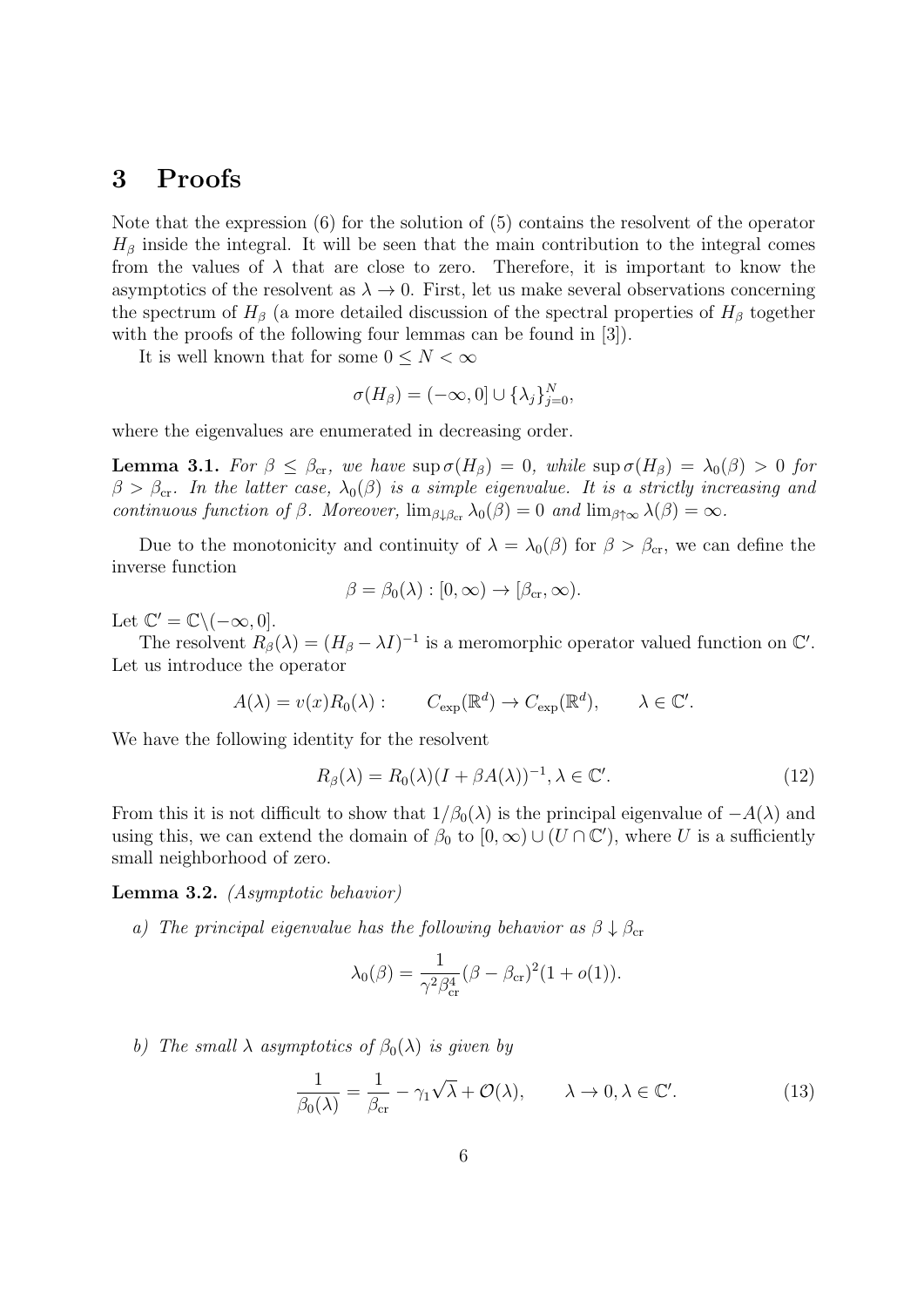# 3 Proofs

Note that the expression (6) for the solution of (5) contains the resolvent of the operator $H_\beta$ inside the integral. It will be seen that the main contribution to the integral comes from the values of $\lambda$ that are close to zero. Therefore, it is important to know the asymptotics of the resolvent as $\lambda \to 0$. First, let us make several observations concerning the spectrum of $H_\beta$ (a more detailed discussion of the spectral properties of $H_\beta$ together with the proofs of the following four lemmas can be found in [3]).

It is well known that for some $0 \le N < \infty$

$$\sigma(H_\beta) = (-\infty, 0] \cup \{\lambda_j\}_{j=0}^N,$$

where the eigenvalues are enumerated in decreasing order.

**Lemma 3.1.** *For $\beta \le \beta_{\rm cr}$, we have $\sup \sigma(H_\beta) = 0$, while $\sup \sigma(H_\beta) = \lambda_0(\beta) > 0$ for $\beta > \beta_{\rm cr}$. In the latter case, $\lambda_0(\beta)$ is a simple eigenvalue. It is a strictly increasing and continuous function of $\beta$. Moreover, $\lim_{\beta \downarrow \beta_{\rm cr}} \lambda_0(\beta) = 0$ and $\lim_{\beta \uparrow \infty} \lambda(\beta) = \infty$.*

Due to the monotonicity and continuity of $\lambda = \lambda_0(\beta)$ for $\beta > \beta_{\rm cr}$, we can define the inverse function

$$\beta = \beta_0(\lambda) : [0, \infty) \to [\beta_{\rm cr}, \infty).$$

Let $\mathbb{C}' = \mathbb{C} \backslash (-\infty, 0]$.

The resolvent $R_\beta(\lambda) = (H_\beta - \lambda I)^{-1}$ is a meromorphic operator valued function on $\mathbb{C}'$. Let us introduce the operator

$$A(\lambda) = v(x) R_0(\lambda) : \qquad C_{\rm exp}(\mathbb{R}^d) \to C_{\rm exp}(\mathbb{R}^d), \qquad \lambda \in \mathbb{C}'.$$

We have the following identity for the resolvent

$$R_\beta(\lambda) = R_0(\lambda)(I + \beta A(\lambda))^{-1}, \lambda \in \mathbb{C}'. \tag{12}$$

From this it is not difficult to show that $1/\beta_0(\lambda)$ is the principal eigenvalue of $-A(\lambda)$ and using this, we can extend the domain of $\beta_0$ to $[0, \infty) \cup (U \cap \mathbb{C}')$, where $U$ is a sufficiently small neighborhood of zero.

**Lemma 3.2.** *(Asymptotic behavior)*

*a) The principal eigenvalue has the following behavior as $\beta \downarrow \beta_{\rm cr}$*

$$\lambda_0(\beta) = \frac{1}{\gamma^2 \beta_{\rm cr}^4} (\beta - \beta_{\rm cr})^2 (1 + o(1)).$$

*b) The small $\lambda$ asymptotics of $\beta_0(\lambda)$ is given by*

$$\frac{1}{\beta_0(\lambda)} = \frac{1}{\beta_{\rm cr}} - \gamma_1 \sqrt{\lambda} + \mathcal{O}(\lambda), \qquad \lambda \to 0, \lambda \in \mathbb{C}'. \tag{13}$$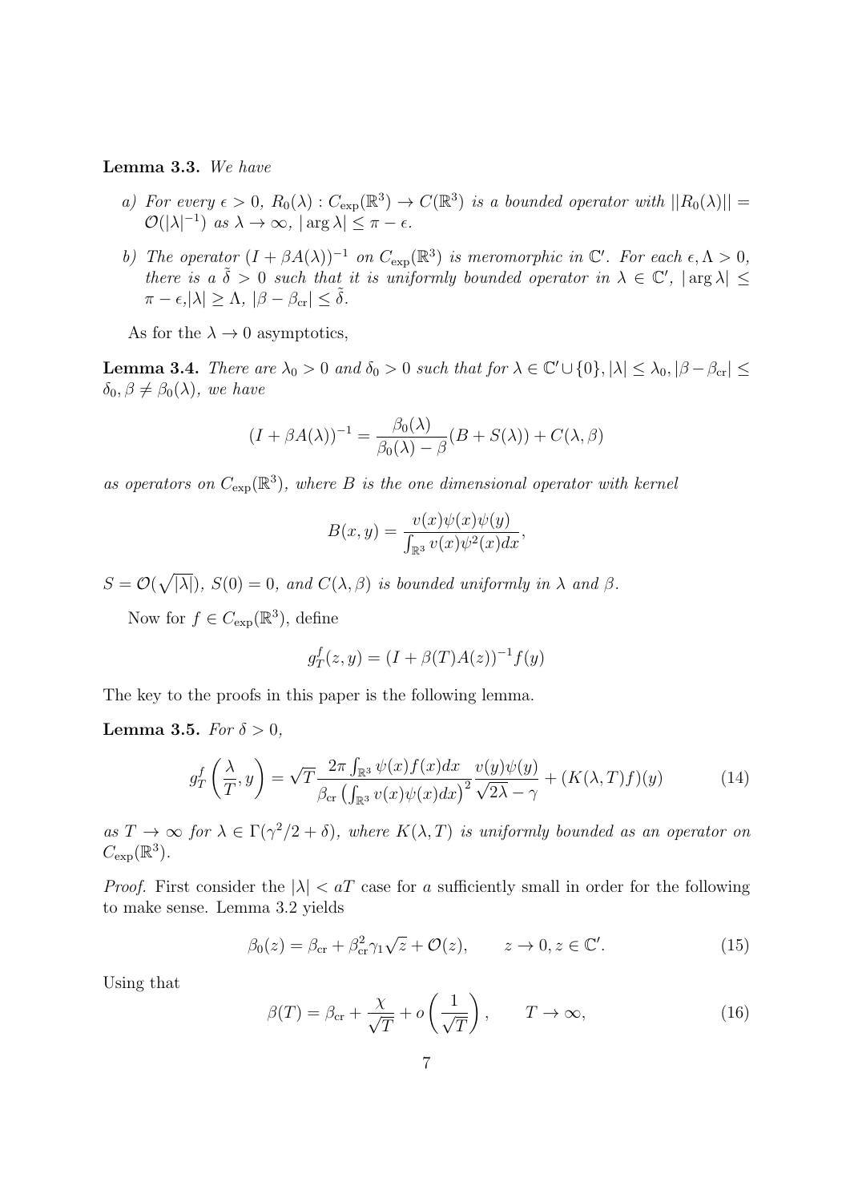**Lemma 3.3.** *We have*

*a) For every $\epsilon > 0$, $R_0(\lambda) : C_{\exp}(\mathbb{R}^3) \to C(\mathbb{R}^3)$ is a bounded operator with $||R_0(\lambda)|| = \mathcal{O}(|\lambda|^{-1})$ as $\lambda \to \infty$, $|\arg \lambda| \le \pi - \epsilon$.*

*b) The operator $(I + \beta A(\lambda))^{-1}$ on $C_{\exp}(\mathbb{R}^3)$ is meromorphic in $\mathbb{C}'$. For each $\epsilon, \Lambda > 0$, there is a $\tilde{\delta} > 0$ such that it is uniformly bounded operator in $\lambda \in \mathbb{C}'$, $|\arg \lambda| \le \pi - \epsilon, |\lambda| \ge \Lambda$, $|\beta - \beta_{\mathrm{cr}}| \le \tilde{\delta}$.*

As for the $\lambda \to 0$ asymptotics,

**Lemma 3.4.** *There are $\lambda_0 > 0$ and $\delta_0 > 0$ such that for $\lambda \in \mathbb{C}' \cup \{0\}, |\lambda| \le \lambda_0, |\beta - \beta_{\mathrm{cr}}| \le \delta_0, \beta \ne \beta_0(\lambda)$, we have*

$$(I + \beta A(\lambda))^{-1} = \frac{\beta_0(\lambda)}{\beta_0(\lambda) - \beta}(B + S(\lambda)) + C(\lambda, \beta)$$

*as operators on $C_{\exp}(\mathbb{R}^3)$, where $B$ is the one dimensional operator with kernel*

$$B(x, y) = \frac{v(x)\psi(x)\psi(y)}{\int_{\mathbb{R}^3} v(x)\psi^2(x)dx},$$

*$S = \mathcal{O}(\sqrt{|\lambda|})$, $S(0) = 0$, and $C(\lambda, \beta)$ is bounded uniformly in $\lambda$ and $\beta$.*

Now for $f \in C_{\exp}(\mathbb{R}^3)$, define

$$g_T^f(z, y) = (I + \beta(T)A(z))^{-1}f(y)$$

The key to the proofs in this paper is the following lemma.

**Lemma 3.5.** *For $\delta > 0$,*

$$g_T^f\left(\frac{\lambda}{T}, y\right) = \sqrt{T}\frac{2\pi \int_{\mathbb{R}^3} \psi(x)f(x)dx}{\beta_{\mathrm{cr}}\left(\int_{\mathbb{R}^3} v(x)\psi(x)dx\right)^2}\frac{v(y)\psi(y)}{\sqrt{2\lambda} - \gamma} + (K(\lambda, T)f)(y) \tag{14}$$

*as $T \to \infty$ for $\lambda \in \Gamma(\gamma^2/2 + \delta)$, where $K(\lambda, T)$ is uniformly bounded as an operator on $C_{\exp}(\mathbb{R}^3)$.*

*Proof.* First consider the $|\lambda| < aT$ case for $a$ sufficiently small in order for the following to make sense. Lemma 3.2 yields

$$\beta_0(z) = \beta_{\mathrm{cr}} + \beta_{\mathrm{cr}}^2\gamma_1\sqrt{z} + \mathcal{O}(z), \qquad z \to 0, z \in \mathbb{C}'. \tag{15}$$

Using that

$$\beta(T) = \beta_{\mathrm{cr}} + \frac{\chi}{\sqrt{T}} + o\left(\frac{1}{\sqrt{T}}\right), \qquad T \to \infty, \tag{16}$$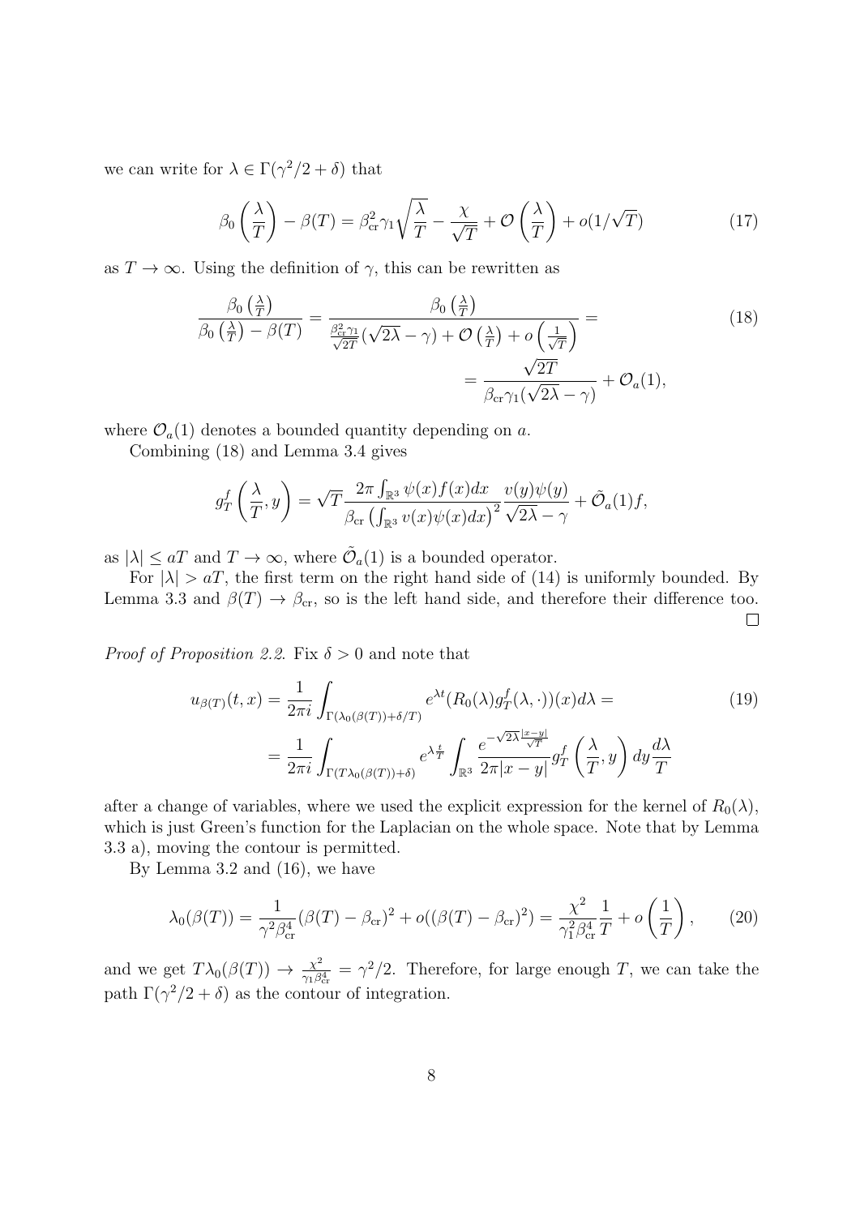we can write for $\lambda \in \Gamma(\gamma^2/2+\delta)$ that

$$\beta_0\left(\frac{\lambda}{T}\right) - \beta(T) = \beta_{\rm cr}^2\gamma_1\sqrt{\frac{\lambda}{T}} - \frac{\chi}{\sqrt{T}} + \mathcal{O}\left(\frac{\lambda}{T}\right) + o(1/\sqrt{T}) \tag{17}$$

as $T \to \infty$. Using the definition of $\gamma$, this can be rewritten as

$$\begin{aligned}\frac{\beta_0\left(\frac{\lambda}{T}\right)}{\beta_0\left(\frac{\lambda}{T}\right) - \beta(T)} = \frac{\beta_0\left(\frac{\lambda}{T}\right)}{\frac{\beta_{\rm cr}^2\gamma_1}{\sqrt{2T}}(\sqrt{2\lambda}-\gamma) + \mathcal{O}\left(\frac{\lambda}{T}\right) + o\left(\frac{1}{\sqrt{T}}\right)} = \\ = \frac{\sqrt{2T}}{\beta_{\rm cr}\gamma_1(\sqrt{2\lambda}-\gamma)} + \mathcal{O}_a(1),\end{aligned} \tag{18}$$

where $\mathcal{O}_a(1)$ denotes a bounded quantity depending on $a$.

Combining (18) and Lemma 3.4 gives

$$g_T^f\left(\frac{\lambda}{T}, y\right) = \sqrt{T}\frac{2\pi\int_{\mathbb{R}^3}\psi(x)f(x)dx}{\beta_{\rm cr}\left(\int_{\mathbb{R}^3}v(x)\psi(x)dx\right)^2}\frac{v(y)\psi(y)}{\sqrt{2\lambda}-\gamma} + \tilde{\mathcal{O}}_a(1)f,$$

as $|\lambda| \le aT$ and $T \to \infty$, where $\tilde{\mathcal{O}}_a(1)$ is a bounded operator.

For $|\lambda| > aT$, the first term on the right hand side of (14) is uniformly bounded. By Lemma 3.3 and $\beta(T) \to \beta_{\rm cr}$, so is the left hand side, and therefore their difference too. $\square$

*Proof of Proposition 2.2.* Fix $\delta > 0$ and note that

$$\begin{aligned}u_{\beta(T)}(t,x) = \frac{1}{2\pi i}\int_{\Gamma(\lambda_0(\beta(T))+\delta/T)} e^{\lambda t}(R_0(\lambda)g_T^f(\lambda,\cdot))(x)d\lambda = \\ = \frac{1}{2\pi i}\int_{\Gamma(T\lambda_0(\beta(T))+\delta)} e^{\lambda\frac{t}{T}}\int_{\mathbb{R}^3}\frac{e^{-\sqrt{2\lambda}\frac{|x-y|}{\sqrt{T}}}}{2\pi|x-y|}g_T^f\left(\frac{\lambda}{T}, y\right)dy\frac{d\lambda}{T}\end{aligned} \tag{19}$$

after a change of variables, where we used the explicit expression for the kernel of $R_0(\lambda)$, which is just Green's function for the Laplacian on the whole space. Note that by Lemma 3.3 a), moving the contour is permitted.

By Lemma 3.2 and (16), we have

$$\lambda_0(\beta(T)) = \frac{1}{\gamma^2\beta_{\rm cr}^4}(\beta(T)-\beta_{\rm cr})^2 + o((\beta(T)-\beta_{\rm cr})^2) = \frac{\chi^2}{\gamma_1^2\beta_{\rm cr}^4}\frac{1}{T} + o\left(\frac{1}{T}\right), \tag{20}$$

and we get $T\lambda_0(\beta(T)) \to \frac{\chi^2}{\gamma_1\beta_{\rm cr}^4} = \gamma^2/2$. Therefore, for large enough $T$, we can take the path $\Gamma(\gamma^2/2+\delta)$ as the contour of integration.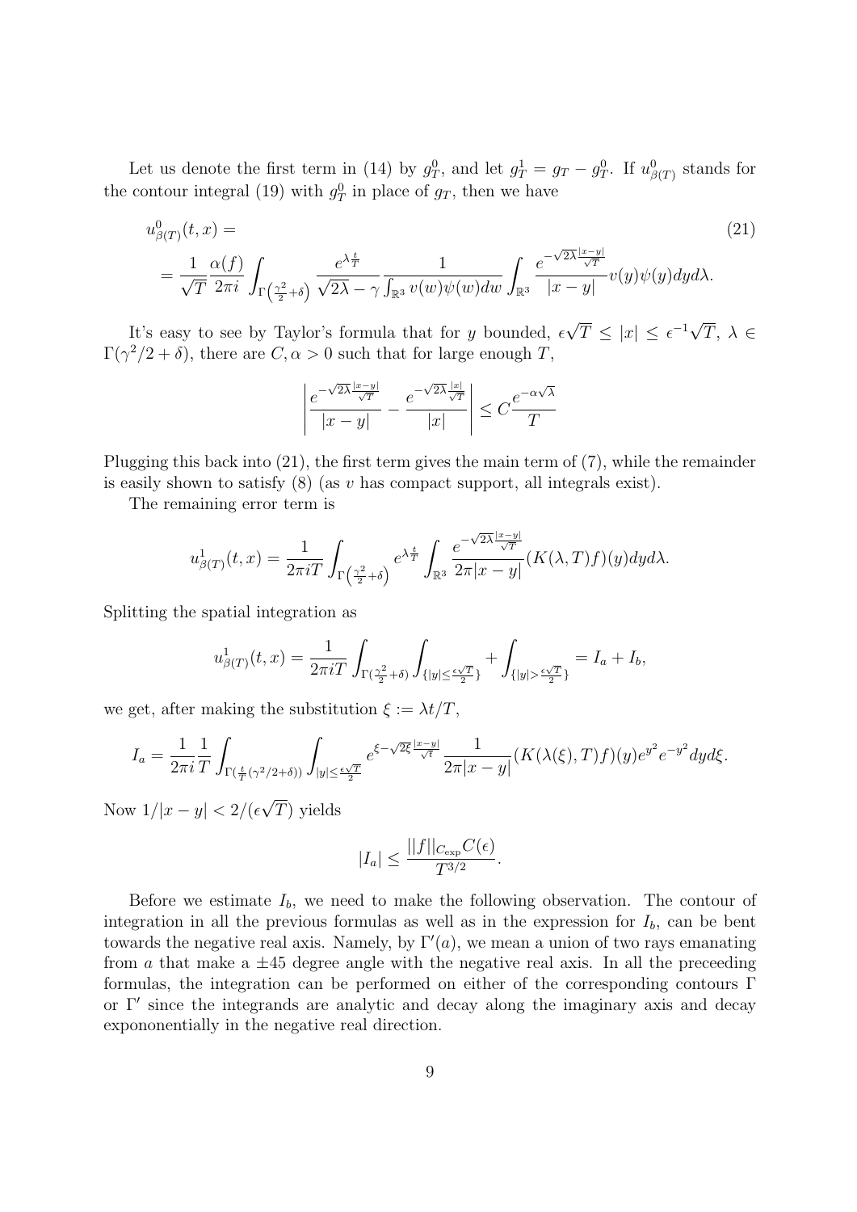Let us denote the first term in (14) by $g_T^0$, and let $g_T^1 = g_T - g_T^0$. If $u^0_{\beta(T)}$ stands for the contour integral (19) with $g_T^0$ in place of $g_T$, then we have

$$
\begin{aligned}
&u^0_{\beta(T)}(t,x) = \qquad\qquad\qquad\qquad\qquad\qquad\qquad\qquad\qquad\qquad\qquad\qquad (21)\\
&= \frac{1}{\sqrt{T}} \frac{\alpha(f)}{2\pi i} \int_{\Gamma\left(\frac{\gamma^2}{2}+\delta\right)} \frac{e^{\lambda \frac{t}{T}}}{\sqrt{2\lambda} - \gamma} \frac{1}{\int_{\mathbb{R}^3} v(w)\psi(w)dw} \int_{\mathbb{R}^3} \frac{e^{-\sqrt{2\lambda}\frac{|x-y|}{\sqrt{T}}}}{|x-y|} v(y)\psi(y) dy d\lambda.
\end{aligned}
$$

It's easy to see by Taylor's formula that for $y$ bounded, $\epsilon\sqrt{T} \leq |x| \leq \epsilon^{-1}\sqrt{T}$, $\lambda \in \Gamma(\gamma^2/2 + \delta)$, there are $C, \alpha > 0$ such that for large enough $T$,

$$
\left| \frac{e^{-\sqrt{2\lambda}\frac{|x-y|}{\sqrt{T}}}}{|x-y|} - \frac{e^{-\sqrt{2\lambda}\frac{|x|}{\sqrt{T}}}}{|x|} \right| \leq C \frac{e^{-\alpha\sqrt{\lambda}}}{T}
$$

Plugging this back into (21), the first term gives the main term of (7), while the remainder is easily shown to satisfy (8) (as $v$ has compact support, all integrals exist).

The remaining error term is

$$
u^1_{\beta(T)}(t,x) = \frac{1}{2\pi i T} \int_{\Gamma\left(\frac{\gamma^2}{2}+\delta\right)} e^{\lambda \frac{t}{T}} \int_{\mathbb{R}^3} \frac{e^{-\sqrt{2\lambda}\frac{|x-y|}{\sqrt{T}}}}{2\pi|x-y|} (K(\lambda, T)f)(y) dy d\lambda.
$$

Splitting the spatial integration as

$$
u^1_{\beta(T)}(t,x) = \frac{1}{2\pi i T} \int_{\Gamma(\frac{\gamma^2}{2}+\delta)} \int_{\{|y| \leq \frac{\epsilon\sqrt{T}}{2}\}} + \int_{\{|y| > \frac{\epsilon\sqrt{T}}{2}\}} = I_a + I_b,
$$

we get, after making the substitution $\xi := \lambda t/T$,

$$
I_a = \frac{1}{2\pi i} \frac{1}{T} \int_{\Gamma(\frac{t}{T}(\gamma^2/2+\delta))} \int_{|y| \leq \frac{\epsilon\sqrt{T}}{2}} e^{\xi - \sqrt{2\xi}\frac{|x-y|}{\sqrt{t}}} \frac{1}{2\pi|x-y|} (K(\lambda(\xi), T)f)(y) e^{y^2} e^{-y^2} dy d\xi.
$$

Now $1/|x-y| < 2/(\epsilon\sqrt{T})$ yields

$$
|I_a| \leq \frac{||f||_{C_{\exp}} C(\epsilon)}{T^{3/2}}.
$$

Before we estimate $I_b$, we need to make the following observation. The contour of integration in all the previous formulas as well as in the expression for $I_b$, can be bent towards the negative real axis. Namely, by $\Gamma'(a)$, we mean a union of two rays emanating from $a$ that make a $\pm 45$ degree angle with the negative real axis. In all the preceeding formulas, the integration can be performed on either of the corresponding contours $\Gamma$ or $\Gamma'$ since the integrands are analytic and decay along the imaginary axis and decay expononentially in the negative real direction.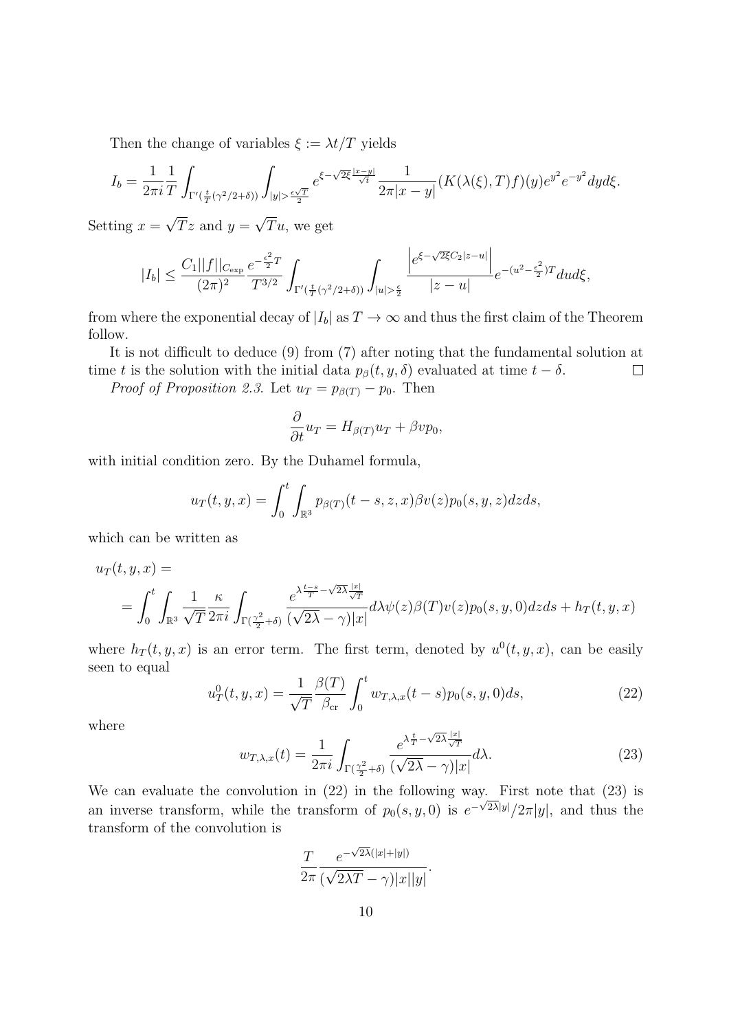Then the change of variables $\xi := \lambda t/T$ yields

$$I_b = \frac{1}{2\pi i}\frac{1}{T}\int_{\Gamma'(\frac{t}{T}(\gamma^2/2+\delta))}\int_{|y|>\frac{\epsilon\sqrt{T}}{2}} e^{\xi-\sqrt{2\xi}\frac{|x-y|}{\sqrt{t}}}\frac{1}{2\pi|x-y|}(K(\lambda(\xi),T)f)(y)e^{y^2}e^{-y^2}dyd\xi.$$

Setting $x = \sqrt{T}z$ and $y = \sqrt{T}u$, we get

$$|I_b| \leq \frac{C_1||f||_{C_{\exp}}}{(2\pi)^2}\frac{e^{-\frac{\epsilon^2}{2}T}}{T^{3/2}}\int_{\Gamma'(\frac{t}{T}(\gamma^2/2+\delta))}\int_{|u|>\frac{\epsilon}{2}}\frac{\left|e^{\xi-\sqrt{2\xi}C_2|z-u|}\right|}{|z-u|}e^{-(u^2-\frac{\epsilon^2}{2})T}dud\xi,$$

from where the exponential decay of $|I_b|$ as $T\to\infty$ and thus the first claim of the Theorem follow.

It is not difficult to deduce (9) from (7) after noting that the fundamental solution at time $t$ is the solution with the initial data $p_\beta(t,y,\delta)$ evaluated at time $t-\delta$. $\square$

*Proof of Proposition 2.3.* Let $u_T = p_{\beta(T)} - p_0$. Then

$$\frac{\partial}{\partial t}u_T = H_{\beta(T)}u_T + \beta v p_0,$$

with initial condition zero. By the Duhamel formula,

$$u_T(t,y,x) = \int_0^t\int_{\mathbb{R}^3} p_{\beta(T)}(t-s,z,x)\beta v(z)p_0(s,y,z)dzds,$$

which can be written as

$$u_T(t,y,x) =$$
$$= \int_0^t\int_{\mathbb{R}^3}\frac{1}{\sqrt{T}}\frac{\kappa}{2\pi i}\int_{\Gamma(\frac{\gamma^2}{2}+\delta)}\frac{e^{\lambda\frac{t-s}{T}-\sqrt{2\lambda}\frac{|x|}{\sqrt{T}}}}{(\sqrt{2\lambda}-\gamma)|x|}d\lambda\psi(z)\beta(T)v(z)p_0(s,y,0)dzds + h_T(t,y,x)$$

where $h_T(t,y,x)$ is an error term. The first term, denoted by $u^0(t,y,x)$, can be easily seen to equal

$$u_T^0(t,y,x) = \frac{1}{\sqrt{T}}\frac{\beta(T)}{\beta_{\mathrm{cr}}}\int_0^t w_{T,\lambda,x}(t-s)p_0(s,y,0)ds, \tag{22}$$

where

$$w_{T,\lambda,x}(t) = \frac{1}{2\pi i}\int_{\Gamma(\frac{\gamma^2}{2}+\delta)}\frac{e^{\lambda\frac{t}{T}-\sqrt{2\lambda}\frac{|x|}{\sqrt{T}}}}{(\sqrt{2\lambda}-\gamma)|x|}d\lambda. \tag{23}$$

We can evaluate the convolution in (22) in the following way. First note that (23) is an inverse transform, while the transform of $p_0(s,y,0)$ is $e^{-\sqrt{2\lambda}|y|}/2\pi|y|$, and thus the transform of the convolution is

$$\frac{T}{2\pi}\frac{e^{-\sqrt{2\lambda}(|x|+|y|)}}{(\sqrt{2\lambda T}-\gamma)|x||y|}.$$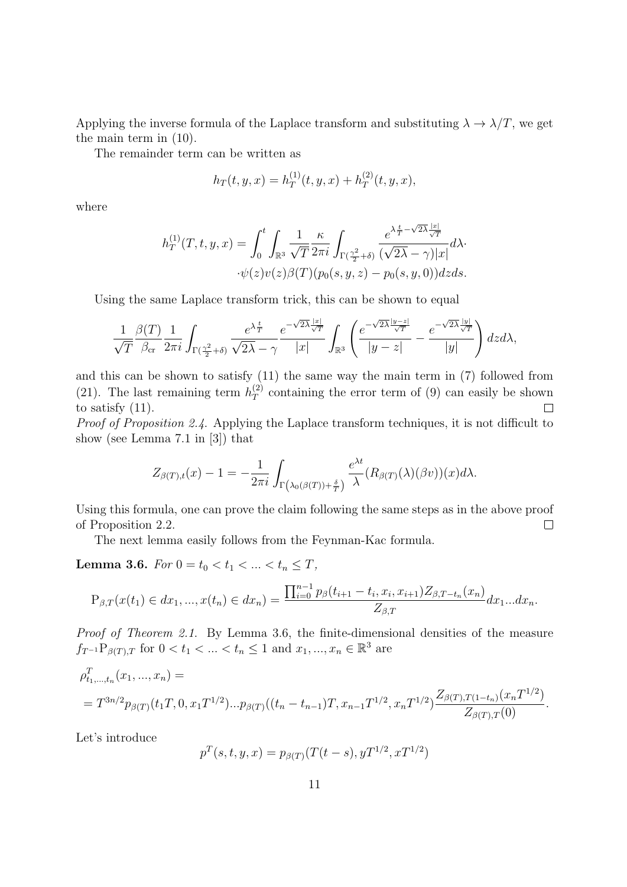Applying the inverse formula of the Laplace transform and substituting $\lambda \to \lambda/T$, we get the main term in (10).

The remainder term can be written as

$$h_T(t,y,x) = h_T^{(1)}(t,y,x) + h_T^{(2)}(t,y,x),$$

where

$$h_T^{(1)}(T,t,y,x) = \int_0^t \int_{\mathbb{R}^3} \frac{1}{\sqrt{T}} \frac{\kappa}{2\pi i} \int_{\Gamma(\frac{\gamma^2}{2}+\delta)} \frac{e^{\lambda \frac{t}{T} - \sqrt{2\lambda}\frac{|x|}{\sqrt{T}}}}{(\sqrt{2\lambda}-\gamma)|x|} d\lambda \cdot$$
$$\cdot \psi(z) v(z) \beta(T) (p_0(s,y,z) - p_0(s,y,0)) dz ds.$$

Using the same Laplace transform trick, this can be shown to equal

$$\frac{1}{\sqrt{T}} \frac{\beta(T)}{\beta_{\text{cr}}} \frac{1}{2\pi i} \int_{\Gamma(\frac{\gamma^2}{2}+\delta)} \frac{e^{\lambda \frac{t}{T}}}{\sqrt{2\lambda}-\gamma} \frac{e^{-\sqrt{2\lambda}\frac{|x|}{\sqrt{T}}}}{|x|} \int_{\mathbb{R}^3} \left( \frac{e^{-\sqrt{2\lambda}\frac{|y-z|}{\sqrt{T}}}}{|y-z|} - \frac{e^{-\sqrt{2\lambda}\frac{|y|}{\sqrt{T}}}}{|y|} \right) dz d\lambda,$$

and this can be shown to satisfy (11) the same way the main term in (7) followed from (21). The last remaining term $h_T^{(2)}$ containing the error term of (9) can easily be shown to satisfy (11). $\square$

*Proof of Proposition 2.4.* Applying the Laplace transform techniques, it is not difficult to show (see Lemma 7.1 in [3]) that

$$Z_{\beta(T),t}(x) - 1 = -\frac{1}{2\pi i} \int_{\Gamma\left(\lambda_0(\beta(T)) + \frac{\delta}{T}\right)} \frac{e^{\lambda t}}{\lambda} (R_{\beta(T)}(\lambda)(\beta v))(x) d\lambda.$$

Using this formula, one can prove the claim following the same steps as in the above proof of Proposition 2.2. $\square$

The next lemma easily follows from the Feynman-Kac formula.

**Lemma 3.6.** *For $0 = t_0 < t_1 < ... < t_n \le T$,*

$$\mathrm{P}_{\beta,T}(x(t_1) \in dx_1, ..., x(t_n) \in dx_n) = \frac{\prod_{i=0}^{n-1} p_\beta(t_{i+1} - t_i, x_i, x_{i+1}) Z_{\beta, T-t_n}(x_n)}{Z_{\beta,T}} dx_1 ... dx_n.$$

*Proof of Theorem 2.1.* By Lemma 3.6, the finite-dimensional densities of the measure $f_{T^{-1}} \mathrm{P}_{\beta(T),T}$ for $0 < t_1 < ... < t_n \le 1$ and $x_1, ..., x_n \in \mathbb{R}^3$ are

$$\rho^T_{t_1,...,t_n}(x_1,...,x_n) =$$
$$= T^{3n/2} p_{\beta(T)}(t_1 T, 0, x_1 T^{1/2}) ... p_{\beta(T)}((t_n - t_{n-1})T, x_{n-1}T^{1/2}, x_n T^{1/2}) \frac{Z_{\beta(T),T(1-t_n)}(x_n T^{1/2})}{Z_{\beta(T),T}(0)}.$$

Let's introduce

$$p^T(s,t,y,x) = p_{\beta(T)}(T(t-s), yT^{1/2}, xT^{1/2})$$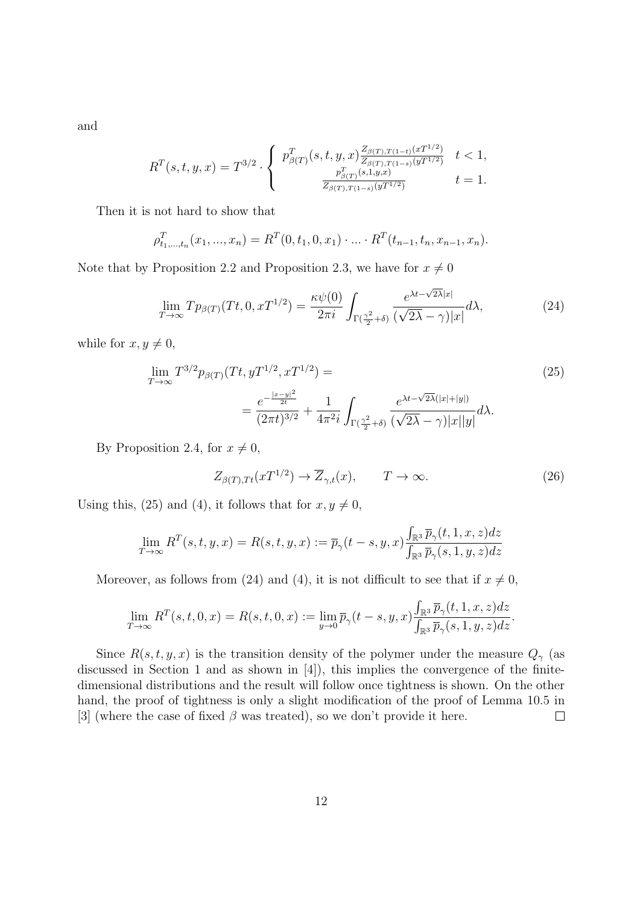and

$$
R^T(s,t,y,x) = T^{3/2} \cdot \begin{cases} p^T_{\beta(T)}(s,t,y,x) \frac{Z_{\beta(T),T(1-t)}(xT^{1/2})}{Z_{\beta(T),T(1-s)}(yT^{1/2})} & t < 1, \\ \frac{p^T_{\beta(T)}(s,1,y,x)}{Z_{\beta(T),T(1-s)}(yT^{1/2})} & t = 1. \end{cases}
$$

Then it is not hard to show that

$$
\rho^T_{t_1,...,t_n}(x_1,...,x_n) = R^T(0,t_1,0,x_1) \cdot ... \cdot R^T(t_{n-1},t_n,x_{n-1},x_n).
$$

Note that by Proposition 2.2 and Proposition 2.3, we have for $x \neq 0$

$$
\lim_{T\to\infty} T p_{\beta(T)}(Tt, 0, xT^{1/2}) = \frac{\kappa\psi(0)}{2\pi i} \int_{\Gamma(\frac{\gamma^2}{2}+\delta)} \frac{e^{\lambda t - \sqrt{2\lambda}|x|}}{(\sqrt{2\lambda}-\gamma)|x|} d\lambda, \tag{24}
$$

while for $x, y \neq 0$,

$$
\begin{aligned}
&\lim_{T\to\infty} T^{3/2} p_{\beta(T)}(Tt, yT^{1/2}, xT^{1/2}) = \\
&\qquad = \frac{e^{-\frac{|x-y|^2}{2t}}}{(2\pi t)^{3/2}} + \frac{1}{4\pi^2 i} \int_{\Gamma(\frac{\gamma^2}{2}+\delta)} \frac{e^{\lambda t - \sqrt{2\lambda}(|x|+|y|)}}{(\sqrt{2\lambda}-\gamma)|x||y|} d\lambda.
\end{aligned} \tag{25}
$$

By Proposition 2.4, for $x \neq 0$,

$$
Z_{\beta(T),Tt}(xT^{1/2}) \to \overline{Z}_{\gamma,t}(x), \qquad T \to \infty. \tag{26}
$$

Using this, (25) and (4), it follows that for $x, y \neq 0$,

$$
\lim_{T\to\infty} R^T(s,t,y,x) = R(s,t,y,x) := \overline{p}_\gamma(t-s,y,x) \frac{\int_{\mathbb{R}^3} \overline{p}_\gamma(t,1,x,z)dz}{\int_{\mathbb{R}^3} \overline{p}_\gamma(s,1,y,z)dz}
$$

Moreover, as follows from (24) and (4), it is not difficult to see that if $x \neq 0$,

$$
\lim_{T\to\infty} R^T(s,t,0,x) = R(s,t,0,x) := \lim_{y\to 0} \overline{p}_\gamma(t-s,y,x) \frac{\int_{\mathbb{R}^3} \overline{p}_\gamma(t,1,x,z)dz}{\int_{\mathbb{R}^3} \overline{p}_\gamma(s,1,y,z)dz}.
$$

Since $R(s,t,y,x)$ is the transition density of the polymer under the measure $Q_\gamma$ (as discussed in Section 1 and as shown in [4]), this implies the convergence of the finite-dimensional distributions and the result will follow once tightness is shown. On the other hand, the proof of tightness is only a slight modification of the proof of Lemma 10.5 in [3] (where the case of fixed $\beta$ was treated), so we don't provide it here. $\square$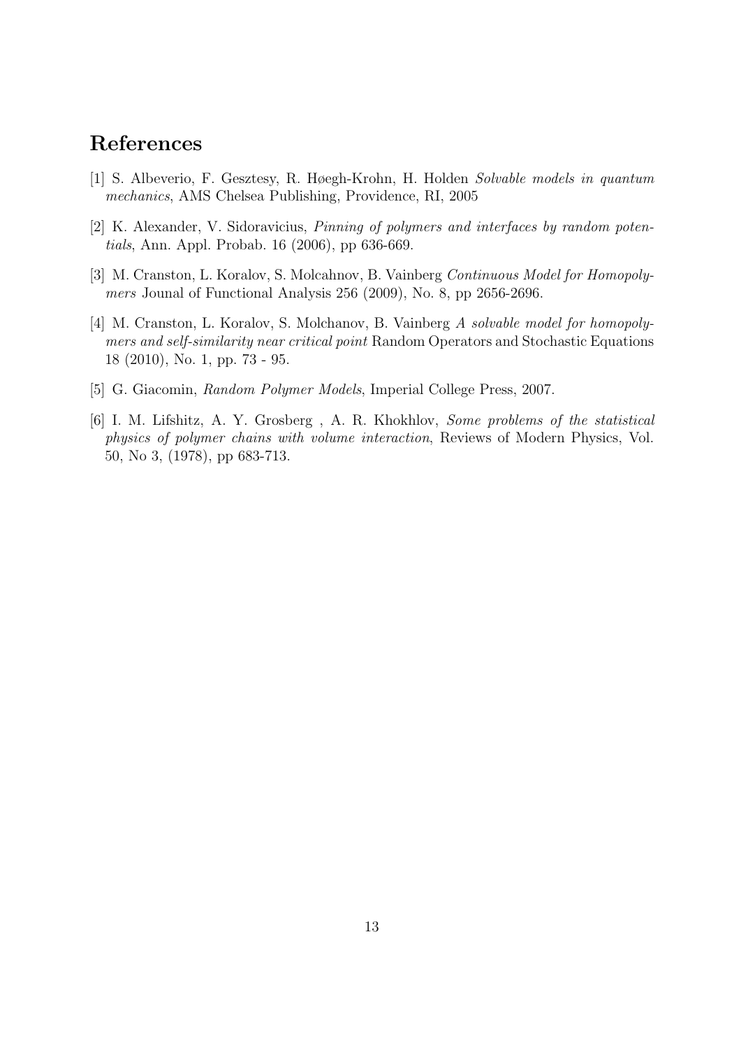# References

[1] S. Albeverio, F. Gesztesy, R. Høegh-Krohn, H. Holden *Solvable models in quantum mechanics*, AMS Chelsea Publishing, Providence, RI, 2005

[2] K. Alexander, V. Sidoravicius, *Pinning of polymers and interfaces by random potentials*, Ann. Appl. Probab. 16 (2006), pp 636-669.

[3] M. Cranston, L. Koralov, S. Molcahnov, B. Vainberg *Continuous Model for Homopolymers* Jounal of Functional Analysis 256 (2009), No. 8, pp 2656-2696.

[4] M. Cranston, L. Koralov, S. Molchanov, B. Vainberg *A solvable model for homopolymers and self-similarity near critical point* Random Operators and Stochastic Equations 18 (2010), No. 1, pp. 73 - 95.

[5] G. Giacomin, *Random Polymer Models*, Imperial College Press, 2007.

[6] I. M. Lifshitz, A. Y. Grosberg , A. R. Khokhlov, *Some problems of the statistical physics of polymer chains with volume interaction*, Reviews of Modern Physics, Vol. 50, No 3, (1978), pp 683-713.